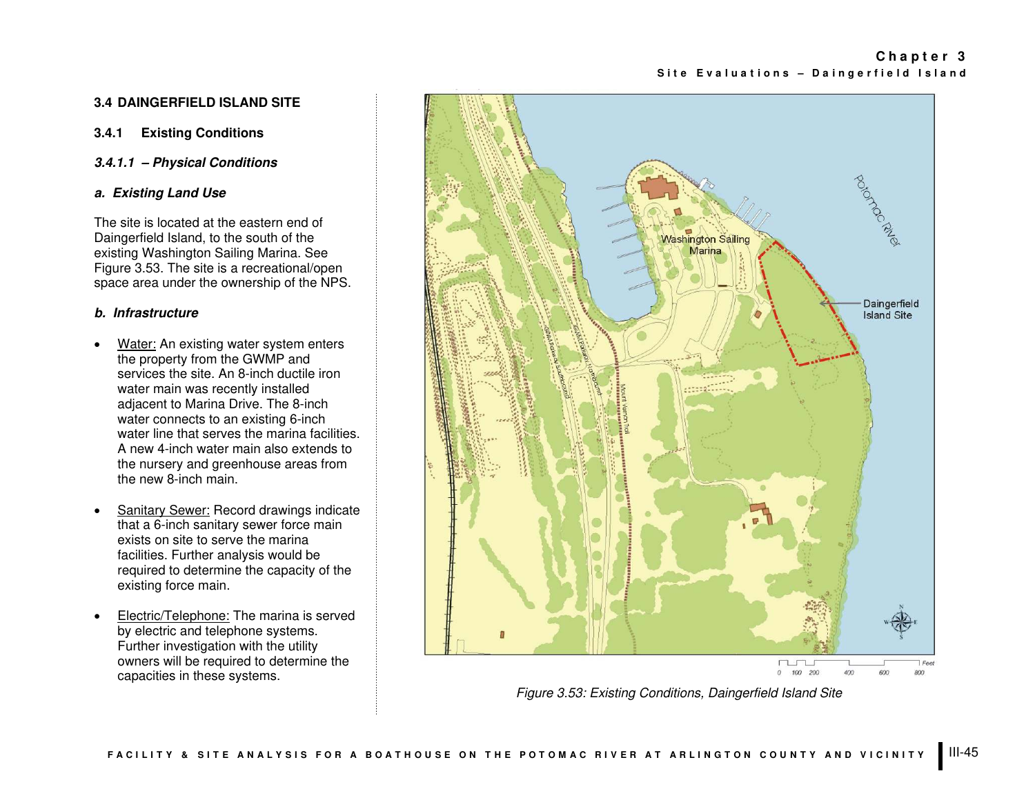## 3.4 DAINGERFIELD ISLAND SITE

### 3.4.1 Existing Conditions

#### *3.4.1.1 – Physical Conditions*

***a. Existing Land Use***

The site is located at the eastern end of Daingerfield Island, to the south of the existing Washington Sailing Marina. See Figure 3.53. The site is a recreational/open space area under the ownership of the NPS.

***b. Infrastructure***

- Water: An existing water system enters the property from the GWMP and services the site. An 8-inch ductile iron water main was recently installed adjacent to Marina Drive. The 8-inch water connects to an existing 6-inch water line that serves the marina facilities. A new 4-inch water main also extends to the nursery and greenhouse areas from the new 8-inch main.

- Sanitary Sewer: Record drawings indicate that a 6-inch sanitary sewer force main exists on site to serve the marina facilities. Further analysis would be required to determine the capacity of the existing force main.

- Electric/Telephone: The marina is served by electric and telephone systems. Further investigation with the utility owners will be required to determine the capacities in these systems.

Potomac River

Washington Sailing Marina

Daingerfield Island Site

Mount Vernon Trail

Feet
0 100 200 400 600 800

*Figure 3.53: Existing Conditions, Daingerfield Island Site*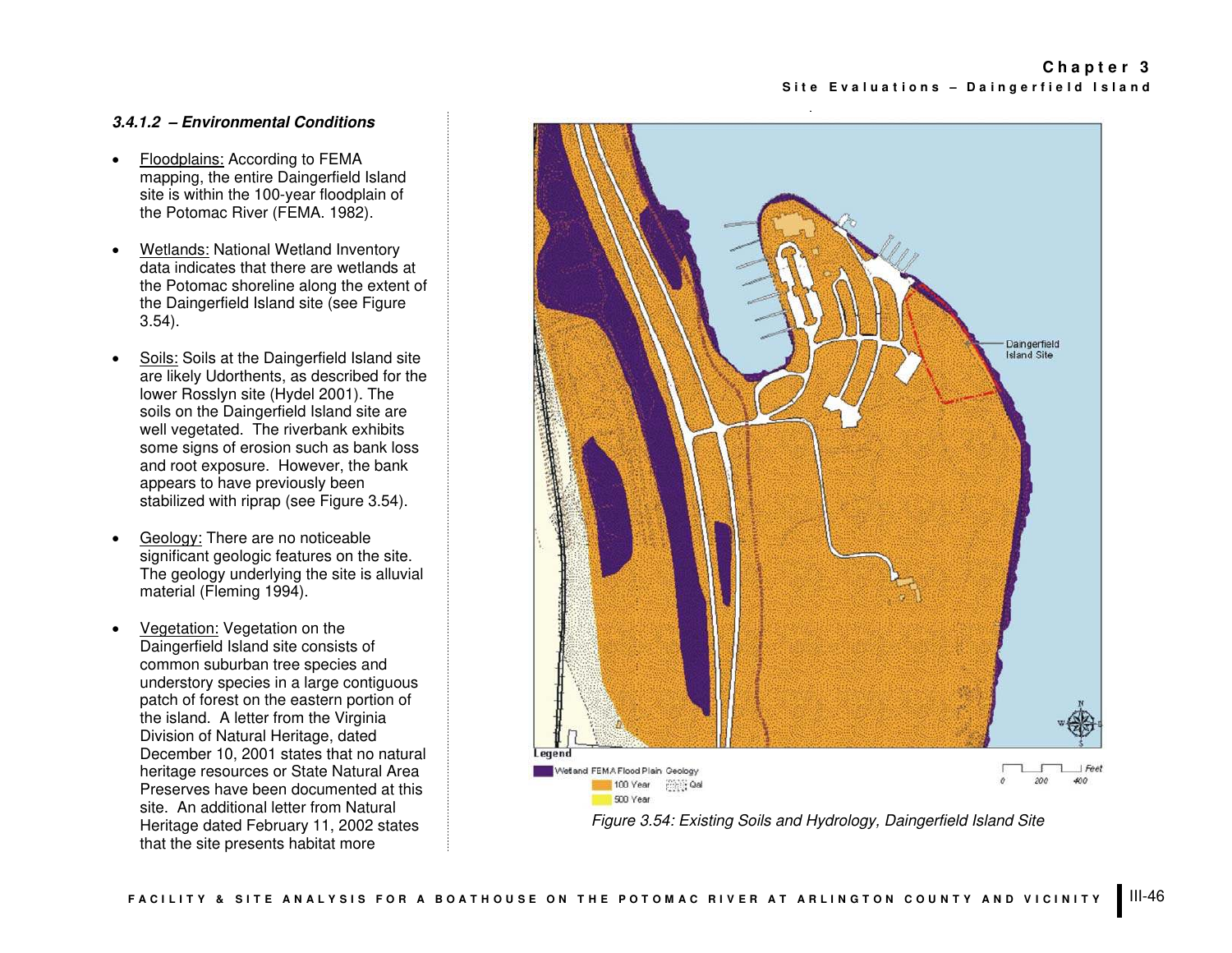### 3.4.1.2 – Environmental Conditions

- Floodplains: According to FEMA mapping, the entire Daingerfield Island site is within the 100-year floodplain of the Potomac River (FEMA. 1982).

- Wetlands: National Wetland Inventory data indicates that there are wetlands at the Potomac shoreline along the extent of the Daingerfield Island site (see Figure 3.54).

- Soils: Soils at the Daingerfield Island site are likely Udorthents, as described for the lower Rosslyn site (Hydel 2001). The soils on the Daingerfield Island site are well vegetated. The riverbank exhibits some signs of erosion such as bank loss and root exposure. However, the bank appears to have previously been stabilized with riprap (see Figure 3.54).

- Geology: There are no noticeable significant geologic features on the site. The geology underlying the site is alluvial material (Fleming 1994).

- Vegetation: Vegetation on the Daingerfield Island site consists of common suburban tree species and understory species in a large contiguous patch of forest on the eastern portion of the island. A letter from the Virginia Division of Natural Heritage, dated December 10, 2001 states that no natural heritage resources or State Natural Area Preserves have been documented at this site. An additional letter from Natural Heritage dated February 11, 2002 states that the site presents habitat more

Daingerfield Island Site

Legend

Wetland FEMA Flood Plain Geology

100 Year Qal

500 Year

0 200 400 Feet

Figure 3.54: Existing Soils and Hydrology, Daingerfield Island Site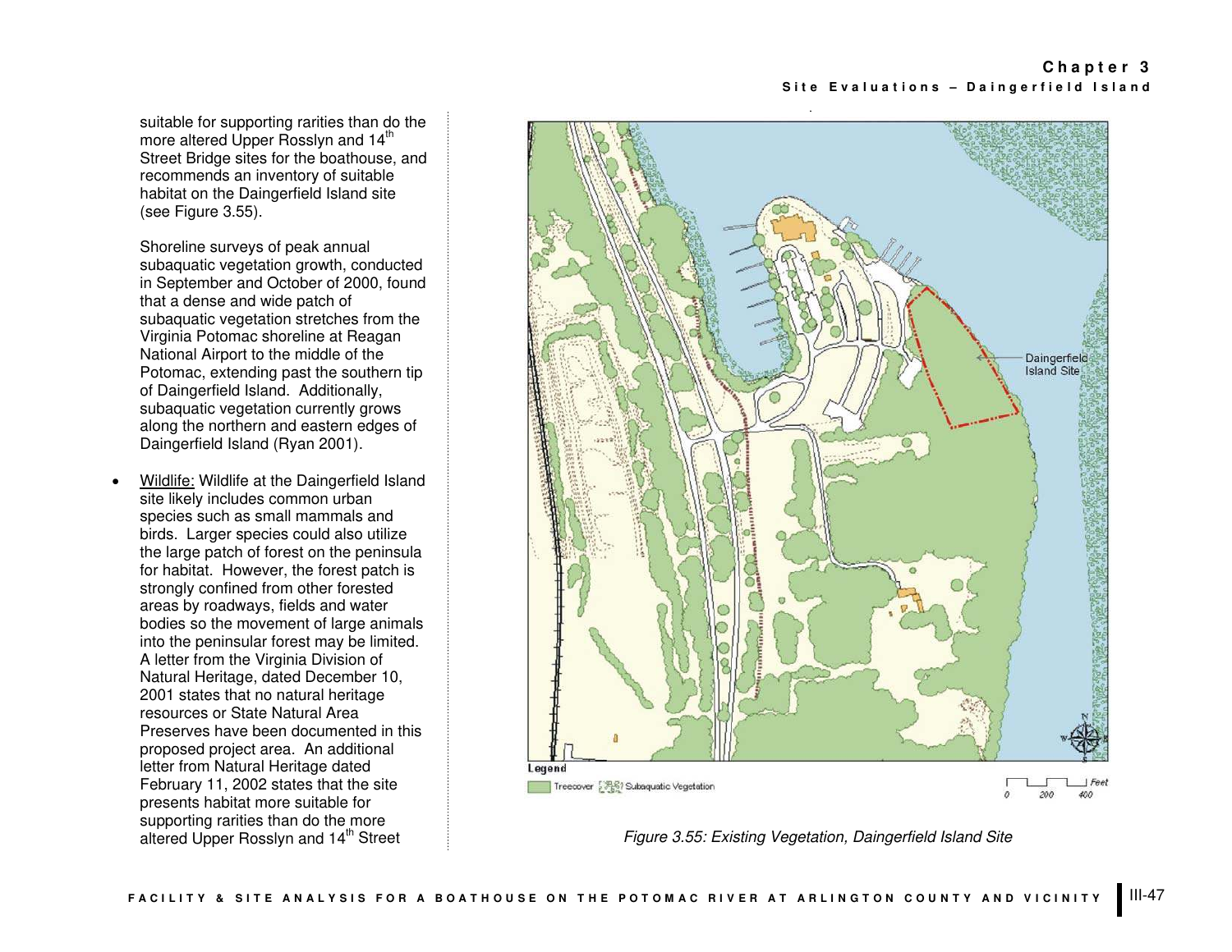suitable for supporting rarities than do the more altered Upper Rosslyn and 14th Street Bridge sites for the boathouse, and recommends an inventory of suitable habitat on the Daingerfield Island site (see Figure 3.55).

Shoreline surveys of peak annual subaquatic vegetation growth, conducted in September and October of 2000, found that a dense and wide patch of subaquatic vegetation stretches from the Virginia Potomac shoreline at Reagan National Airport to the middle of the Potomac, extending past the southern tip of Daingerfield Island. Additionally, subaquatic vegetation currently grows along the northern and eastern edges of Daingerfield Island (Ryan 2001).

- Wildlife: Wildlife at the Daingerfield Island site likely includes common urban species such as small mammals and birds. Larger species could also utilize the large patch of forest on the peninsula for habitat. However, the forest patch is strongly confined from other forested areas by roadways, fields and water bodies so the movement of large animals into the peninsular forest may be limited. A letter from the Virginia Division of Natural Heritage, dated December 10, 2001 states that no natural heritage resources or State Natural Area Preserves have been documented in this proposed project area. An additional letter from Natural Heritage dated February 11, 2002 states that the site presents habitat more suitable for supporting rarities than do the more altered Upper Rosslyn and 14th Street

Daingerfield Island Site

Legend

Treecover

Subaquatic Vegetation

Feet

0 200 400

*Figure 3.55: Existing Vegetation, Daingerfield Island Site*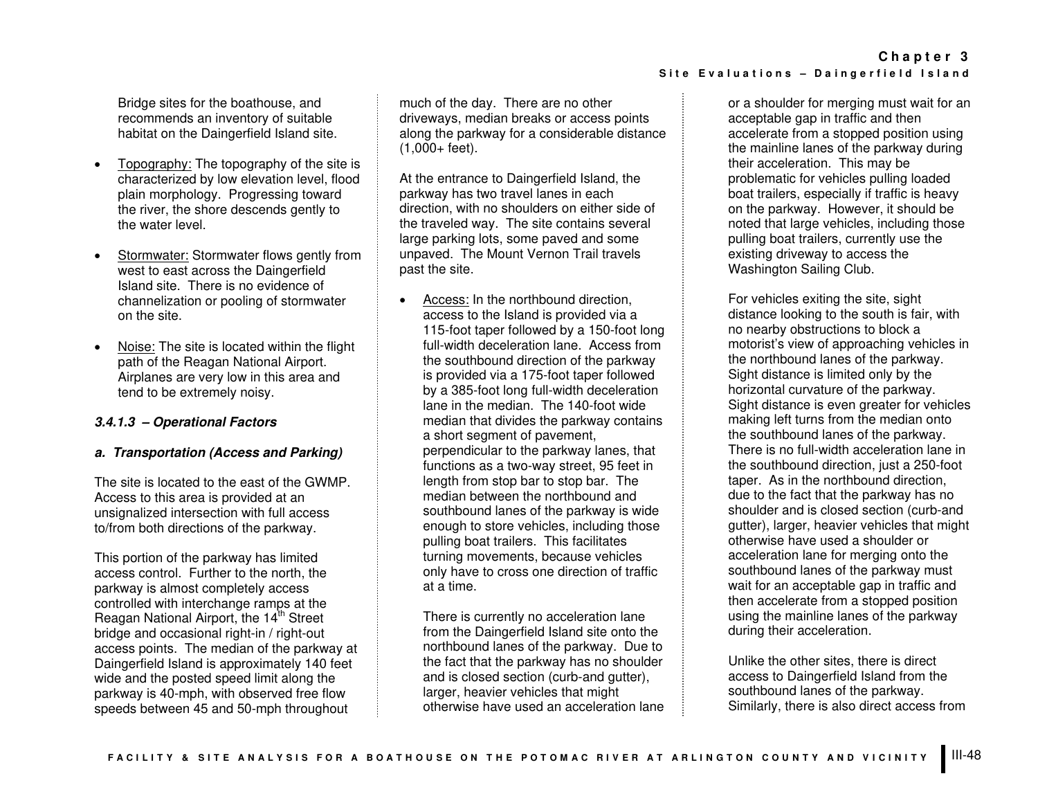Bridge sites for the boathouse, and recommends an inventory of suitable habitat on the Daingerfield Island site.

- Topography: The topography of the site is characterized by low elevation level, flood plain morphology. Progressing toward the river, the shore descends gently to the water level.
- Stormwater: Stormwater flows gently from west to east across the Daingerfield Island site. There is no evidence of channelization or pooling of stormwater on the site.
- Noise: The site is located within the flight path of the Reagan National Airport. Airplanes are very low in this area and tend to be extremely noisy.

#### *3.4.1.3 – Operational Factors*

##### *a. Transportation (Access and Parking)*

The site is located to the east of the GWMP. Access to this area is provided at an unsignalized intersection with full access to/from both directions of the parkway.

This portion of the parkway has limited access control. Further to the north, the parkway is almost completely access controlled with interchange ramps at the Reagan National Airport, the 14th Street bridge and occasional right-in / right-out access points. The median of the parkway at Daingerfield Island is approximately 140 feet wide and the posted speed limit along the parkway is 40-mph, with observed free flow speeds between 45 and 50-mph throughout much of the day. There are no other driveways, median breaks or access points along the parkway for a considerable distance (1,000+ feet).

At the entrance to Daingerfield Island, the parkway has two travel lanes in each direction, with no shoulders on either side of the traveled way. The site contains several large parking lots, some paved and some unpaved. The Mount Vernon Trail travels past the site.

- Access: In the northbound direction, access to the Island is provided via a 115-foot taper followed by a 150-foot long full-width deceleration lane. Access from the southbound direction of the parkway is provided via a 175-foot taper followed by a 385-foot long full-width deceleration lane in the median. The 140-foot wide median that divides the parkway contains a short segment of pavement, perpendicular to the parkway lanes, that functions as a two-way street, 95 feet in length from stop bar to stop bar. The median between the northbound and southbound lanes of the parkway is wide enough to store vehicles, including those pulling boat trailers. This facilitates turning movements, because vehicles only have to cross one direction of traffic at a time.

  There is currently no acceleration lane from the Daingerfield Island site onto the northbound lanes of the parkway. Due to the fact that the parkway has no shoulder and is closed section (curb-and gutter), larger, heavier vehicles that might otherwise have used an acceleration lane or a shoulder for merging must wait for an acceptable gap in traffic and then accelerate from a stopped position using the mainline lanes of the parkway during their acceleration. This may be problematic for vehicles pulling loaded boat trailers, especially if traffic is heavy on the parkway. However, it should be noted that large vehicles, including those pulling boat trailers, currently use the existing driveway to access the Washington Sailing Club.

  For vehicles exiting the site, sight distance looking to the south is fair, with no nearby obstructions to block a motorist's view of approaching vehicles in the northbound lanes of the parkway. Sight distance is limited only by the horizontal curvature of the parkway. Sight distance is even greater for vehicles making left turns from the median onto the southbound lanes of the parkway. There is no full-width acceleration lane in the southbound direction, just a 250-foot taper. As in the northbound direction, due to the fact that the parkway has no shoulder and is closed section (curb-and gutter), larger, heavier vehicles that might otherwise have used a shoulder or acceleration lane for merging onto the southbound lanes of the parkway must wait for an acceptable gap in traffic and then accelerate from a stopped position using the mainline lanes of the parkway during their acceleration.

  Unlike the other sites, there is direct access to Daingerfield Island from the southbound lanes of the parkway. Similarly, there is also direct access from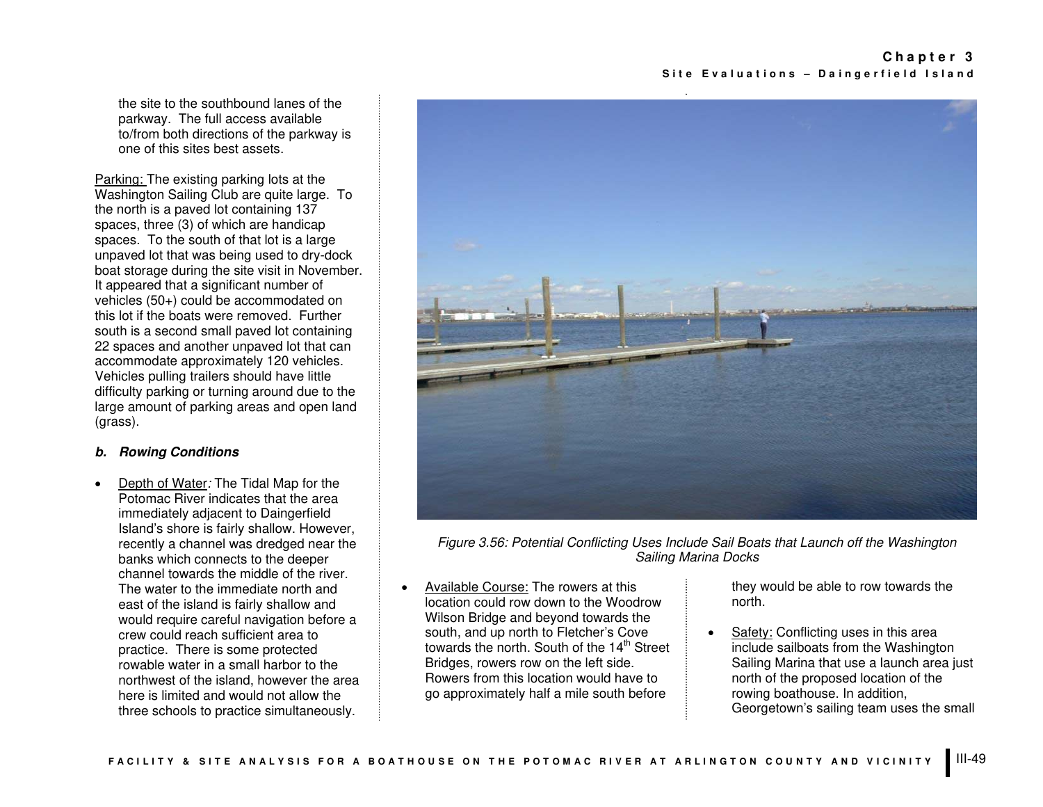the site to the southbound lanes of the parkway. The full access available to/from both directions of the parkway is one of this sites best assets.

Parking: The existing parking lots at the Washington Sailing Club are quite large. To the north is a paved lot containing 137 spaces, three (3) of which are handicap spaces. To the south of that lot is a large unpaved lot that was being used to dry-dock boat storage during the site visit in November. It appeared that a significant number of vehicles (50+) could be accommodated on this lot if the boats were removed. Further south is a second small paved lot containing 22 spaces and another unpaved lot that can accommodate approximately 120 vehicles. Vehicles pulling trailers should have little difficulty parking or turning around due to the large amount of parking areas and open land (grass).

***b. Rowing Conditions***

- Depth of Water*:* The Tidal Map for the Potomac River indicates that the area immediately adjacent to Daingerfield Island's shore is fairly shallow. However, recently a channel was dredged near the banks which connects to the deeper channel towards the middle of the river. The water to the immediate north and east of the island is fairly shallow and would require careful navigation before a crew could reach sufficient area to practice. There is some protected rowable water in a small harbor to the northwest of the island, however the area here is limited and would not allow the three schools to practice simultaneously.

*Figure 3.56: Potential Conflicting Uses Include Sail Boats that Launch off the Washington Sailing Marina Docks*

- Available Course: The rowers at this location could row down to the Woodrow Wilson Bridge and beyond towards the south, and up north to Fletcher's Cove towards the north. South of the 14th Street Bridges, rowers row on the left side. Rowers from this location would have to go approximately half a mile south before they would be able to row towards the north.

- Safety: Conflicting uses in this area include sailboats from the Washington Sailing Marina that use a launch area just north of the proposed location of the rowing boathouse. In addition, Georgetown's sailing team uses the small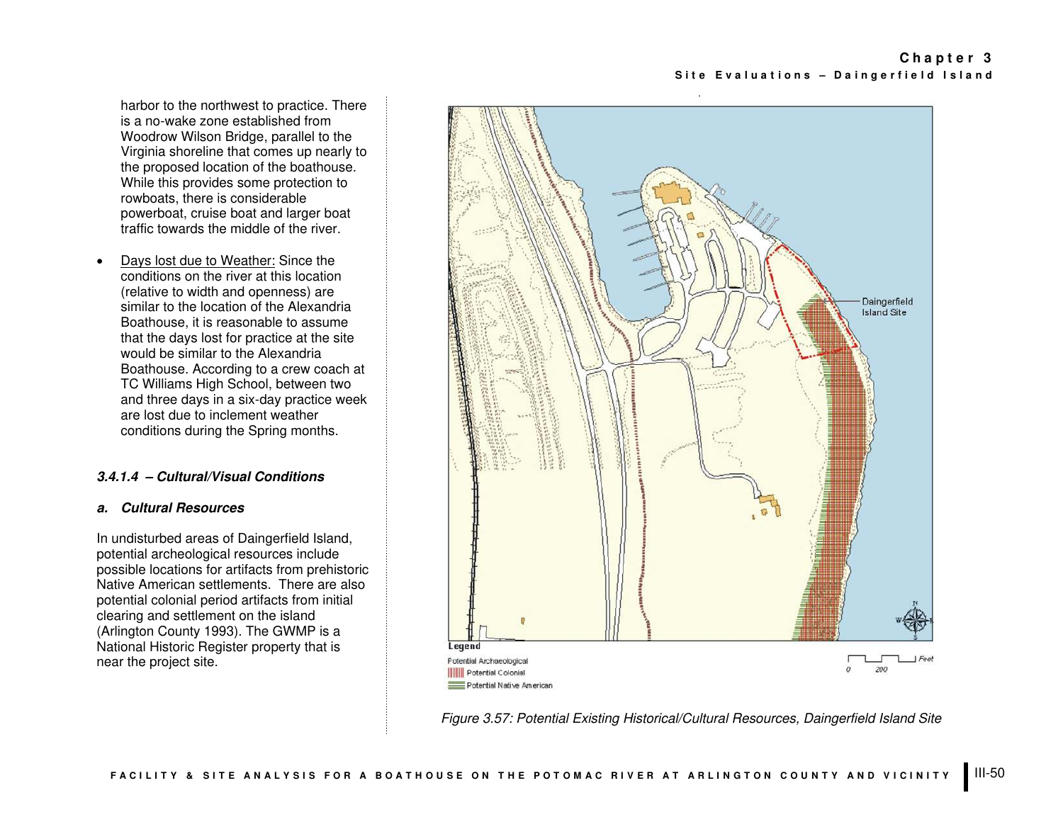harbor to the northwest to practice. There is a no-wake zone established from Woodrow Wilson Bridge, parallel to the Virginia shoreline that comes up nearly to the proposed location of the boathouse. While this provides some protection to rowboats, there is considerable powerboat, cruise boat and larger boat traffic towards the middle of the river.

- Days lost due to Weather: Since the conditions on the river at this location (relative to width and openness) are similar to the location of the Alexandria Boathouse, it is reasonable to assume that the days lost for practice at the site would be similar to the Alexandria Boathouse. According to a crew coach at TC Williams High School, between two and three days in a six-day practice week are lost due to inclement weather conditions during the Spring months.

### *3.4.1.4 – Cultural/Visual Conditions*

#### *a. Cultural Resources*

In undisturbed areas of Daingerfield Island, potential archeological resources include possible locations for artifacts from prehistoric Native American settlements. There are also potential colonial period artifacts from initial clearing and settlement on the island (Arlington County 1993). The GWMP is a National Historic Register property that is near the project site.

Daingerfield Island Site

Legend

Potential Archaeological

Potential Colonial

Potential Native American

0 200 Feet

*Figure 3.57: Potential Existing Historical/Cultural Resources, Daingerfield Island Site*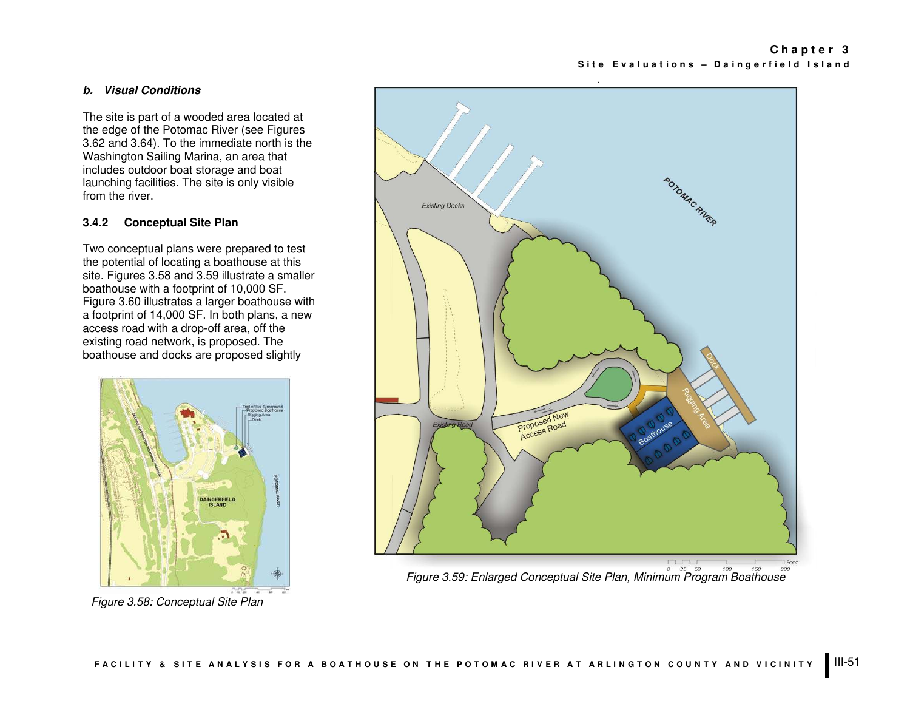### b. Visual Conditions

The site is part of a wooded area located at the edge of the Potomac River (see Figures 3.62 and 3.64). To the immediate north is the Washington Sailing Marina, an area that includes outdoor boat storage and boat launching facilities. The site is only visible from the river.

### 3.4.2 Conceptual Site Plan

Two conceptual plans were prepared to test the potential of locating a boathouse at this site. Figures 3.58 and 3.59 illustrate a smaller boathouse with a footprint of 10,000 SF. Figure 3.60 illustrates a larger boathouse with a footprint of 14,000 SF. In both plans, a new access road with a drop-off area, off the existing road network, is proposed. The boathouse and docks are proposed slightly

Figure 3.58: Conceptual Site Plan

Figure 3.59: Enlarged Conceptual Site Plan, Minimum Program Boathouse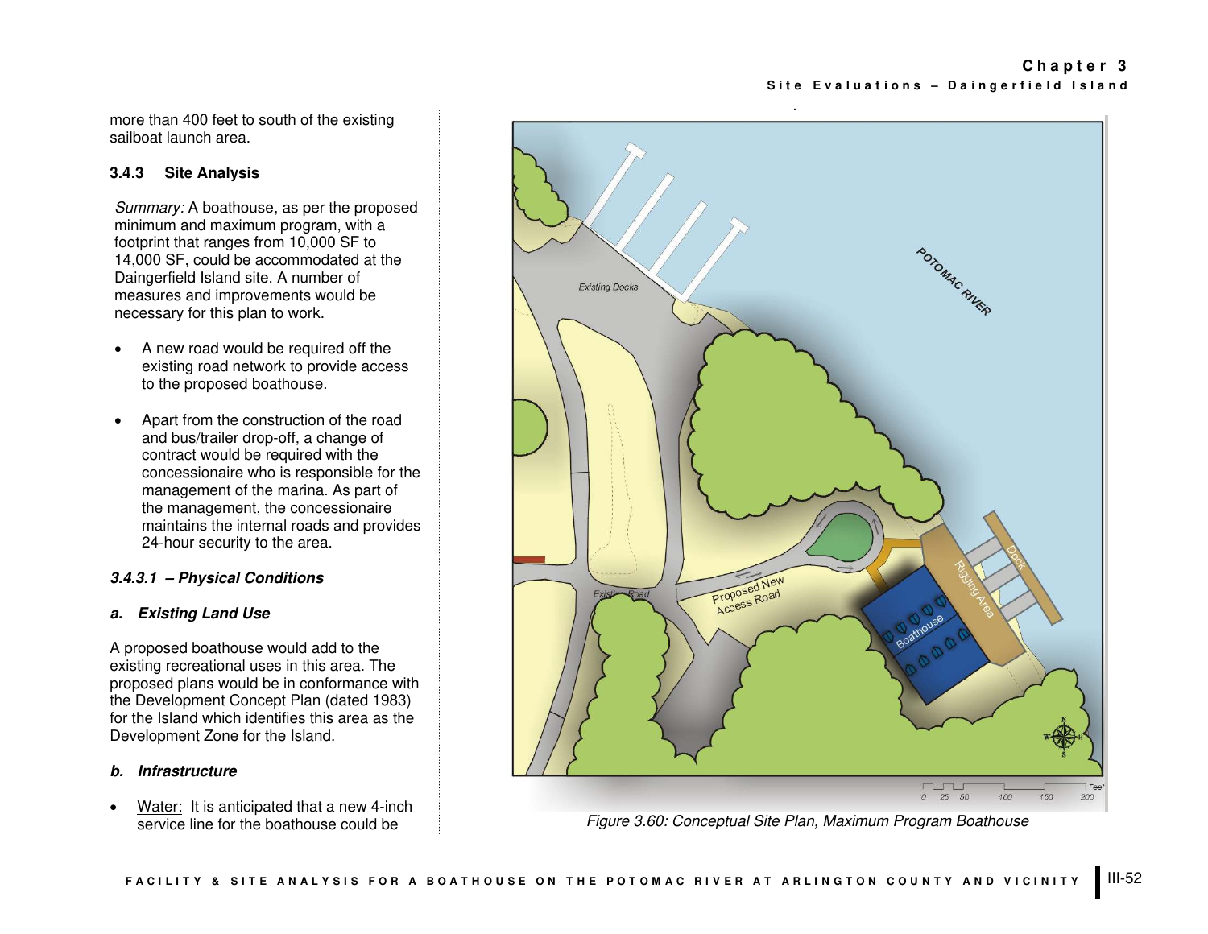more than 400 feet to south of the existing sailboat launch area.

### 3.4.3 Site Analysis

*Summary:* A boathouse, as per the proposed minimum and maximum program, with a footprint that ranges from 10,000 SF to 14,000 SF, could be accommodated at the Daingerfield Island site. A number of measures and improvements would be necessary for this plan to work.

- A new road would be required off the existing road network to provide access to the proposed boathouse.
- Apart from the construction of the road and bus/trailer drop-off, a change of contract would be required with the concessionaire who is responsible for the management of the marina. As part of the management, the concessionaire maintains the internal roads and provides 24-hour security to the area.

#### *3.4.3.1 – Physical Conditions*

##### *a. Existing Land Use*

A proposed boathouse would add to the existing recreational uses in this area. The proposed plans would be in conformance with the Development Concept Plan (dated 1983) for the Island which identifies this area as the Development Zone for the Island.

##### *b. Infrastructure*

- Water: It is anticipated that a new 4-inch service line for the boathouse could be

Figure 3.60: Conceptual Site Plan, Maximum Program Boathouse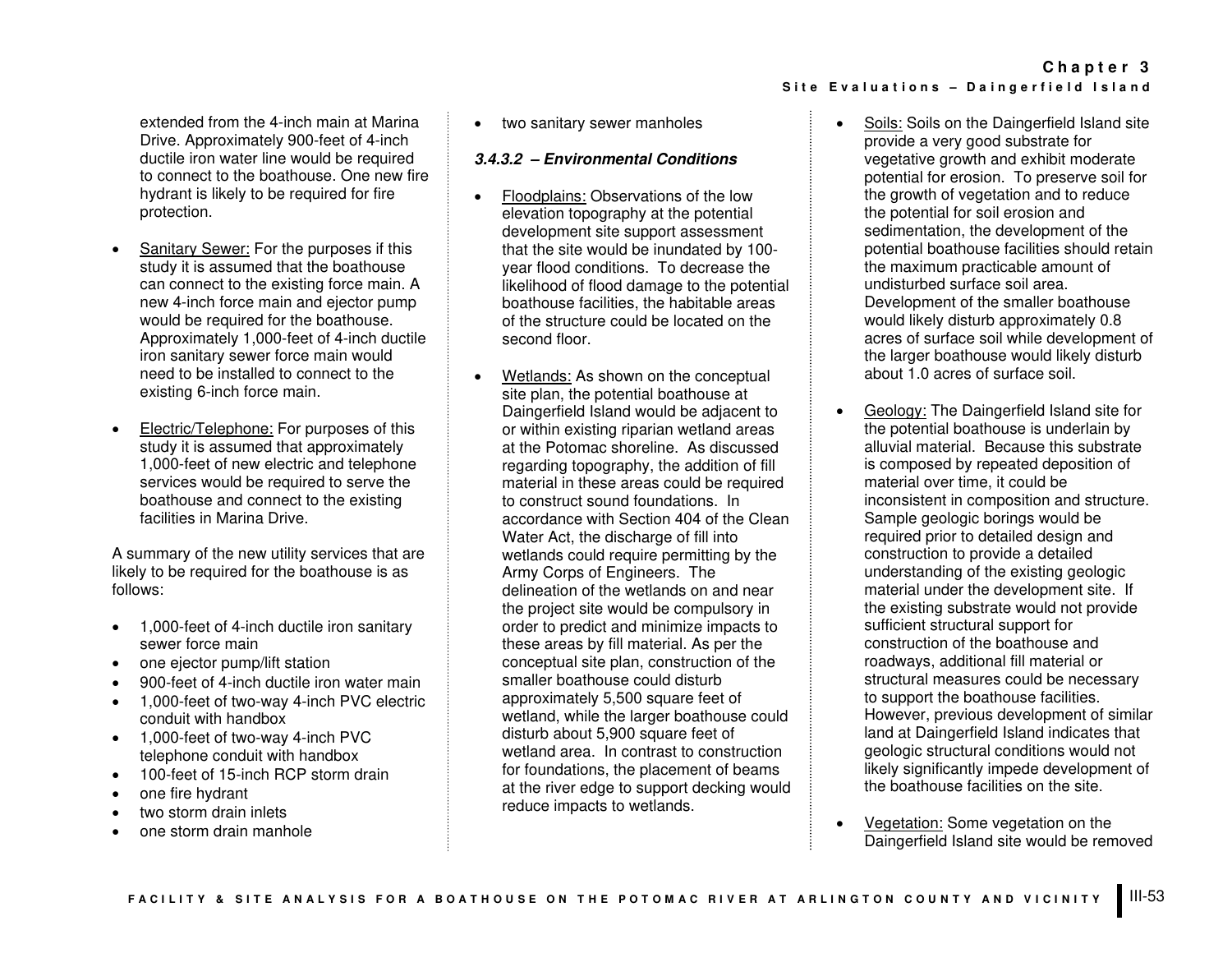extended from the 4-inch main at Marina Drive. Approximately 900-feet of 4-inch ductile iron water line would be required to connect to the boathouse. One new fire hydrant is likely to be required for fire protection.

- Sanitary Sewer: For the purposes if this study it is assumed that the boathouse can connect to the existing force main. A new 4-inch force main and ejector pump would be required for the boathouse. Approximately 1,000-feet of 4-inch ductile iron sanitary sewer force main would need to be installed to connect to the existing 6-inch force main.

- Electric/Telephone: For purposes of this study it is assumed that approximately 1,000-feet of new electric and telephone services would be required to serve the boathouse and connect to the existing facilities in Marina Drive.

A summary of the new utility services that are likely to be required for the boathouse is as follows:

- 1,000-feet of 4-inch ductile iron sanitary sewer force main
- one ejector pump/lift station
- 900-feet of 4-inch ductile iron water main
- 1,000-feet of two-way 4-inch PVC electric conduit with handbox
- 1,000-feet of two-way 4-inch PVC telephone conduit with handbox
- 100-feet of 15-inch RCP storm drain
- one fire hydrant
- two storm drain inlets
- one storm drain manhole
- two sanitary sewer manholes

#### *3.4.3.2 – Environmental Conditions*

- Floodplains: Observations of the low elevation topography at the potential development site support assessment that the site would be inundated by 100-year flood conditions. To decrease the likelihood of flood damage to the potential boathouse facilities, the habitable areas of the structure could be located on the second floor.

- Wetlands: As shown on the conceptual site plan, the potential boathouse at Daingerfield Island would be adjacent to or within existing riparian wetland areas at the Potomac shoreline. As discussed regarding topography, the addition of fill material in these areas could be required to construct sound foundations. In accordance with Section 404 of the Clean Water Act, the discharge of fill into wetlands could require permitting by the Army Corps of Engineers. The delineation of the wetlands on and near the project site would be compulsory in order to predict and minimize impacts to these areas by fill material. As per the conceptual site plan, construction of the smaller boathouse could disturb approximately 5,500 square feet of wetland, while the larger boathouse could disturb about 5,900 square feet of wetland area. In contrast to construction for foundations, the placement of beams at the river edge to support decking would reduce impacts to wetlands.

- Soils: Soils on the Daingerfield Island site provide a very good substrate for vegetative growth and exhibit moderate potential for erosion. To preserve soil for the growth of vegetation and to reduce the potential for soil erosion and sedimentation, the development of the potential boathouse facilities should retain the maximum practicable amount of undisturbed surface soil area. Development of the smaller boathouse would likely disturb approximately 0.8 acres of surface soil while development of the larger boathouse would likely disturb about 1.0 acres of surface soil.

- Geology: The Daingerfield Island site for the potential boathouse is underlain by alluvial material. Because this substrate is composed by repeated deposition of material over time, it could be inconsistent in composition and structure. Sample geologic borings would be required prior to detailed design and construction to provide a detailed understanding of the existing geologic material under the development site. If the existing substrate would not provide sufficient structural support for construction of the boathouse and roadways, additional fill material or structural measures could be necessary to support the boathouse facilities. However, previous development of similar land at Daingerfield Island indicates that geologic structural conditions would not likely significantly impede development of the boathouse facilities on the site.

- Vegetation: Some vegetation on the Daingerfield Island site would be removed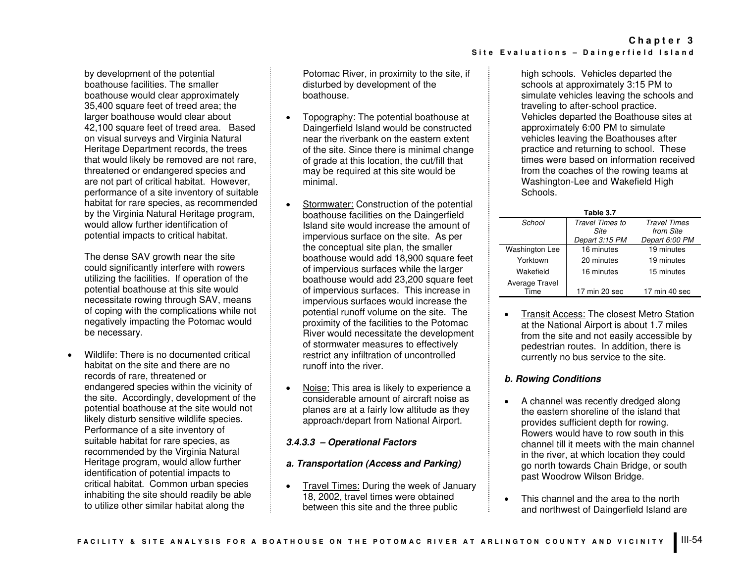by development of the potential boathouse facilities. The smaller boathouse would clear approximately 35,400 square feet of treed area; the larger boathouse would clear about 42,100 square feet of treed area. Based on visual surveys and Virginia Natural Heritage Department records, the trees that would likely be removed are not rare, threatened or endangered species and are not part of critical habitat. However, performance of a site inventory of suitable habitat for rare species, as recommended by the Virginia Natural Heritage program, would allow further identification of potential impacts to critical habitat.

The dense SAV growth near the site could significantly interfere with rowers utilizing the facilities. If operation of the potential boathouse at this site would necessitate rowing through SAV, means of coping with the complications while not negatively impacting the Potomac would be necessary.

- Wildlife: There is no documented critical habitat on the site and there are no records of rare, threatened or endangered species within the vicinity of the site. Accordingly, development of the potential boathouse at the site would not likely disturb sensitive wildlife species. Performance of a site inventory of suitable habitat for rare species, as recommended by the Virginia Natural Heritage program, would allow further identification of potential impacts to critical habitat. Common urban species inhabiting the site should readily be able to utilize other similar habitat along the Potomac River, in proximity to the site, if disturbed by development of the boathouse.

- Topography: The potential boathouse at Daingerfield Island would be constructed near the riverbank on the eastern extent of the site. Since there is minimal change of grade at this location, the cut/fill that may be required at this site would be minimal.

- Stormwater: Construction of the potential boathouse facilities on the Daingerfield Island site would increase the amount of impervious surface on the site. As per the conceptual site plan, the smaller boathouse would add 18,900 square feet of impervious surfaces while the larger boathouse would add 23,200 square feet of impervious surfaces. This increase in impervious surfaces would increase the potential runoff volume on the site. The proximity of the facilities to the Potomac River would necessitate the development of stormwater measures to effectively restrict any infiltration of uncontrolled runoff into the river.

- Noise: This area is likely to experience a considerable amount of aircraft noise as planes are at a fairly low altitude as they approach/depart from National Airport.

### *3.4.3.3 – Operational Factors*

#### *a. Transportation (Access and Parking)*

- Travel Times: During the week of January 18, 2002, travel times were obtained between this site and the three public high schools. Vehicles departed the schools at approximately 3:15 PM to simulate vehicles leaving the schools and traveling to after-school practice. Vehicles departed the Boathouse sites at approximately 6:00 PM to simulate vehicles leaving the Boathouses after practice and returning to school. These times were based on information received from the coaches of the rowing teams at Washington-Lee and Wakefield High Schools.

**Table 3.7**

| *School* | *Travel Times to Site Depart 3:15 PM* | *Travel Times from Site Depart 6:00 PM* |
|---|---|---|
| Washington Lee | 16 minutes | 19 minutes |
| Yorktown | 20 minutes | 19 minutes |
| Wakefield | 16 minutes | 15 minutes |
| Average Travel Time | 17 min 20 sec | 17 min 40 sec |

- Transit Access: The closest Metro Station at the National Airport is about 1.7 miles from the site and not easily accessible by pedestrian routes. In addition, there is currently no bus service to the site.

#### *b. Rowing Conditions*

- A channel was recently dredged along the eastern shoreline of the island that provides sufficient depth for rowing. Rowers would have to row south in this channel till it meets with the main channel in the river, at which location they could go north towards Chain Bridge, or south past Woodrow Wilson Bridge.

- This channel and the area to the north and northwest of Daingerfield Island are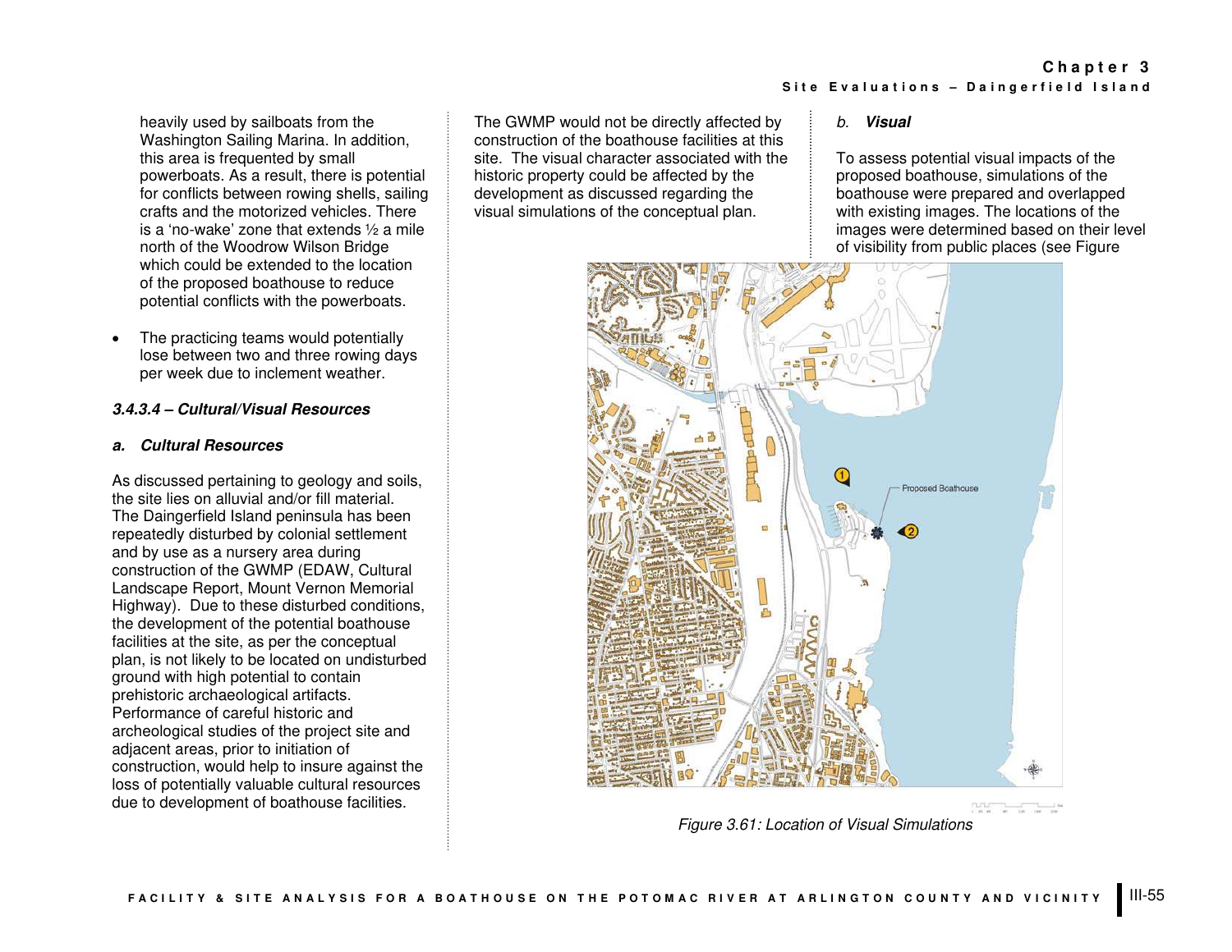heavily used by sailboats from the Washington Sailing Marina. In addition, this area is frequented by small powerboats. As a result, there is potential for conflicts between rowing shells, sailing crafts and the motorized vehicles. There is a 'no-wake' zone that extends ½ a mile north of the Woodrow Wilson Bridge which could be extended to the location of the proposed boathouse to reduce potential conflicts with the powerboats.

- The practicing teams would potentially lose between two and three rowing days per week due to inclement weather.

#### *3.4.3.4 – Cultural/Visual Resources*

##### *a. Cultural Resources*

As discussed pertaining to geology and soils, the site lies on alluvial and/or fill material. The Daingerfield Island peninsula has been repeatedly disturbed by colonial settlement and by use as a nursery area during construction of the GWMP (EDAW, Cultural Landscape Report, Mount Vernon Memorial Highway). Due to these disturbed conditions, the development of the potential boathouse facilities at the site, as per the conceptual plan, is not likely to be located on undisturbed ground with high potential to contain prehistoric archaeological artifacts. Performance of careful historic and archeological studies of the project site and adjacent areas, prior to initiation of construction, would help to insure against the loss of potentially valuable cultural resources due to development of boathouse facilities.

The GWMP would not be directly affected by construction of the boathouse facilities at this site. The visual character associated with the historic property could be affected by the development as discussed regarding the visual simulations of the conceptual plan.

##### *b. Visual*

To assess potential visual impacts of the proposed boathouse, simulations of the boathouse were prepared and overlapped with existing images. The locations of the images were determined based on their level of visibility from public places (see Figure

Proposed Boathouse

1

2

*Figure 3.61: Location of Visual Simulations*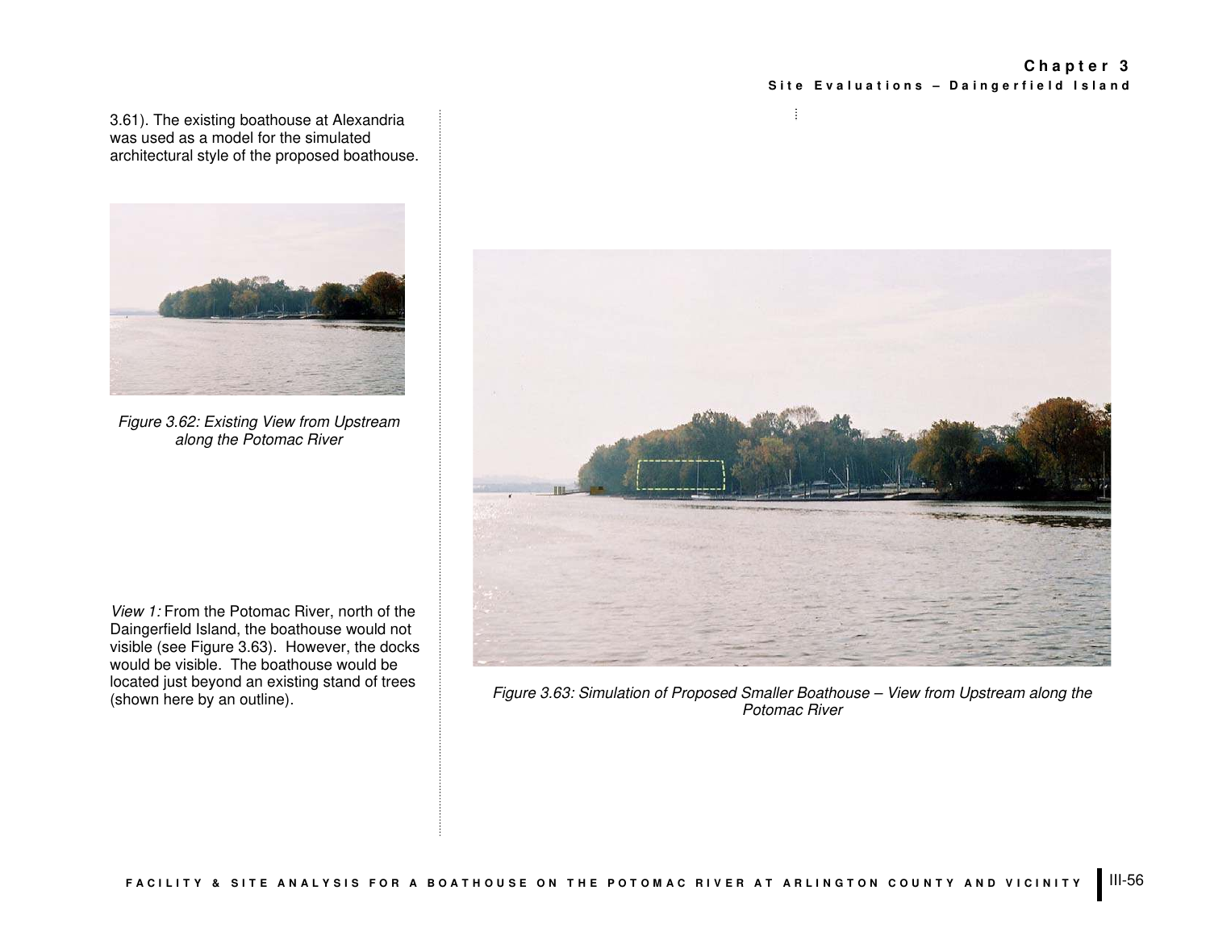3.61). The existing boathouse at Alexandria was used as a model for the simulated architectural style of the proposed boathouse.

*Figure 3.62: Existing View from Upstream along the Potomac River*

*View 1:* From the Potomac River, north of the Daingerfield Island, the boathouse would not visible (see Figure 3.63). However, the docks would be visible. The boathouse would be located just beyond an existing stand of trees (shown here by an outline).

*Figure 3.63: Simulation of Proposed Smaller Boathouse – View from Upstream along the Potomac River*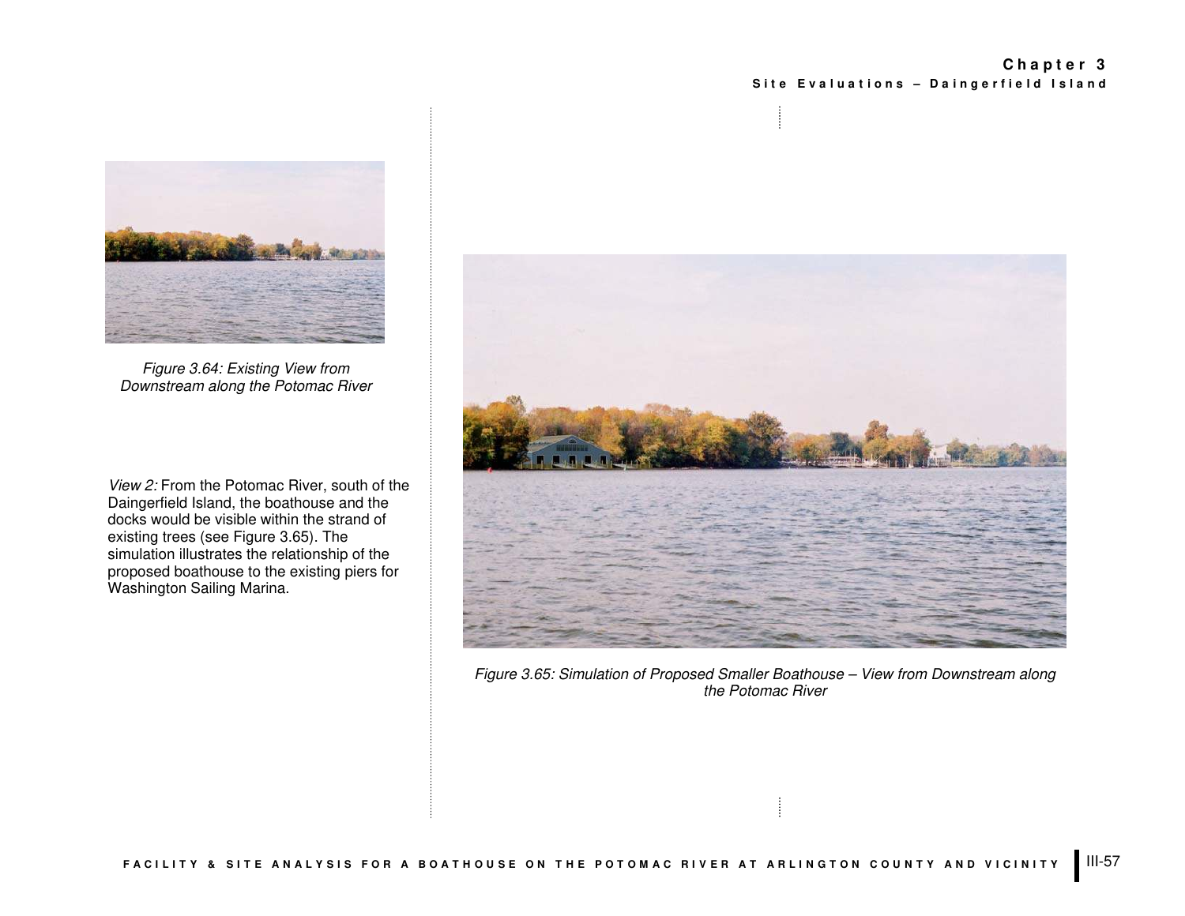Figure 3.64: *Existing View from Downstream along the Potomac River*

*View 2:* From the Potomac River, south of the Daingerfield Island, the boathouse and the docks would be visible within the strand of existing trees (see Figure 3.65). The simulation illustrates the relationship of the proposed boathouse to the existing piers for Washington Sailing Marina.

*Figure 3.65: Simulation of Proposed Smaller Boathouse – View from Downstream along the Potomac River*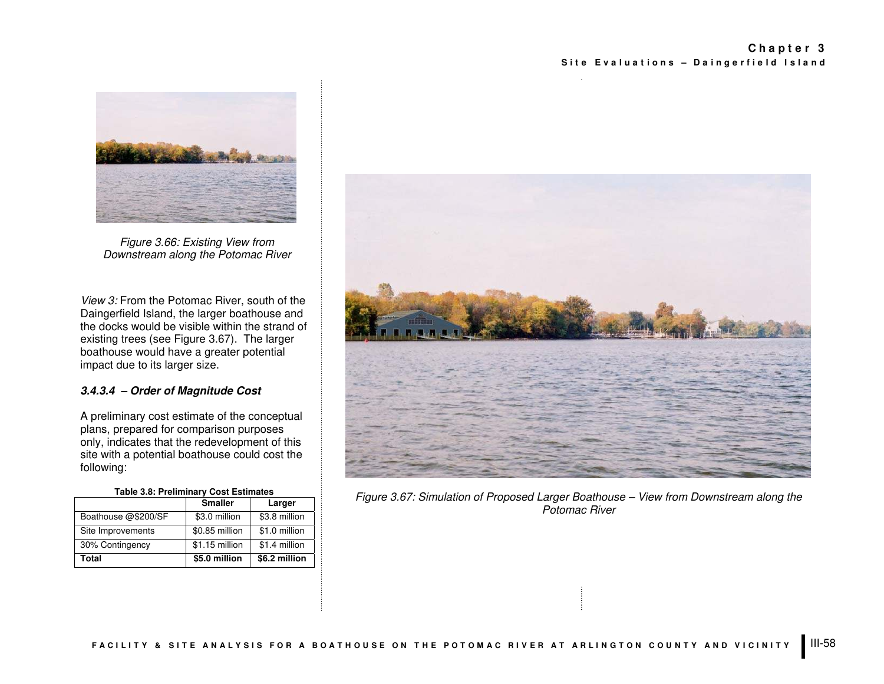Figure 3.66: Existing View from Downstream along the Potomac River

*View 3:* From the Potomac River, south of the Daingerfield Island, the larger boathouse and the docks would be visible within the strand of existing trees (see Figure 3.67). The larger boathouse would have a greater potential impact due to its larger size.

### *3.4.3.4 – Order of Magnitude Cost*

A preliminary cost estimate of the conceptual plans, prepared for comparison purposes only, indicates that the redevelopment of this site with a potential boathouse could cost the following:

**Table 3.8: Preliminary Cost Estimates**

| | Smaller | Larger |
|---|---|---|
| Boathouse @$200/SF | $3.0 million | $3.8 million |
| Site Improvements | $0.85 million | $1.0 million |
| 30% Contingency | $1.15 million | $1.4 million |
| **Total** | **$5.0 million** | **$6.2 million** |

*Figure 3.67: Simulation of Proposed Larger Boathouse – View from Downstream along the Potomac River*